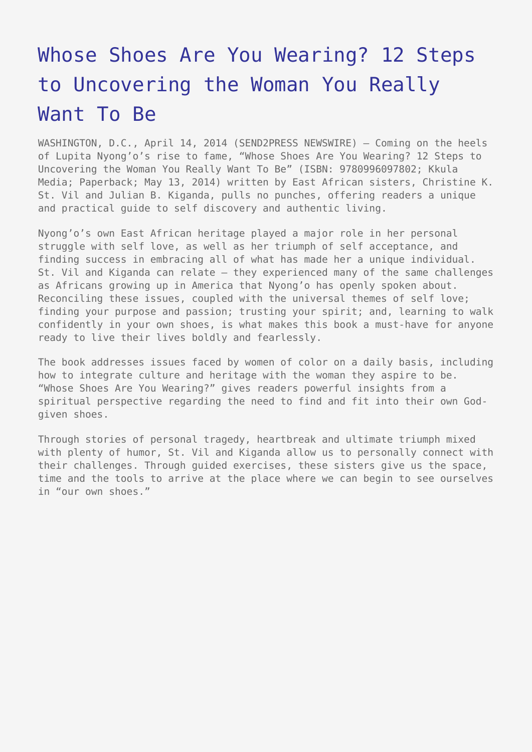# Whose Shoes Are You Wearing? 12 Steps to Uncovering the Woman You Really Want To Be

WASHINGTON, D.C., April 14, 2014 (SEND2PRESS NEWSWIRE) — Coming on the heels of Lupita Nyong'o's rise to fame, "Whose Shoes Are You Wearing? 12 Steps to Uncovering the Woman You Really Want To Be" (ISBN: 9780996097802; Kkula Media; Paperback; May 13, 2014) written by East African sisters, Christine K. St. Vil and Julian B. Kiganda, pulls no punches, offering readers a unique and practical guide to self discovery and authentic living.

Nyong'o's own East African heritage played a major role in her personal struggle with self love, as well as her triumph of self acceptance, and finding success in embracing all of what has made her a unique individual. St. Vil and Kiganda can relate — they experienced many of the same challenges as Africans growing up in America that Nyong'o has openly spoken about. Reconciling these issues, coupled with the universal themes of self love; finding your purpose and passion; trusting your spirit; and, learning to walk confidently in your own shoes, is what makes this book a must-have for anyone ready to live their lives boldly and fearlessly.

The book addresses issues faced by women of color on a daily basis, including how to integrate culture and heritage with the woman they aspire to be. "Whose Shoes Are You Wearing?" gives readers powerful insights from a spiritual perspective regarding the need to find and fit into their own God-given shoes.

Through stories of personal tragedy, heartbreak and ultimate triumph mixed with plenty of humor, St. Vil and Kiganda allow us to personally connect with their challenges. Through guided exercises, these sisters give us the space, time and the tools to arrive at the place where we can begin to see ourselves in "our own shoes."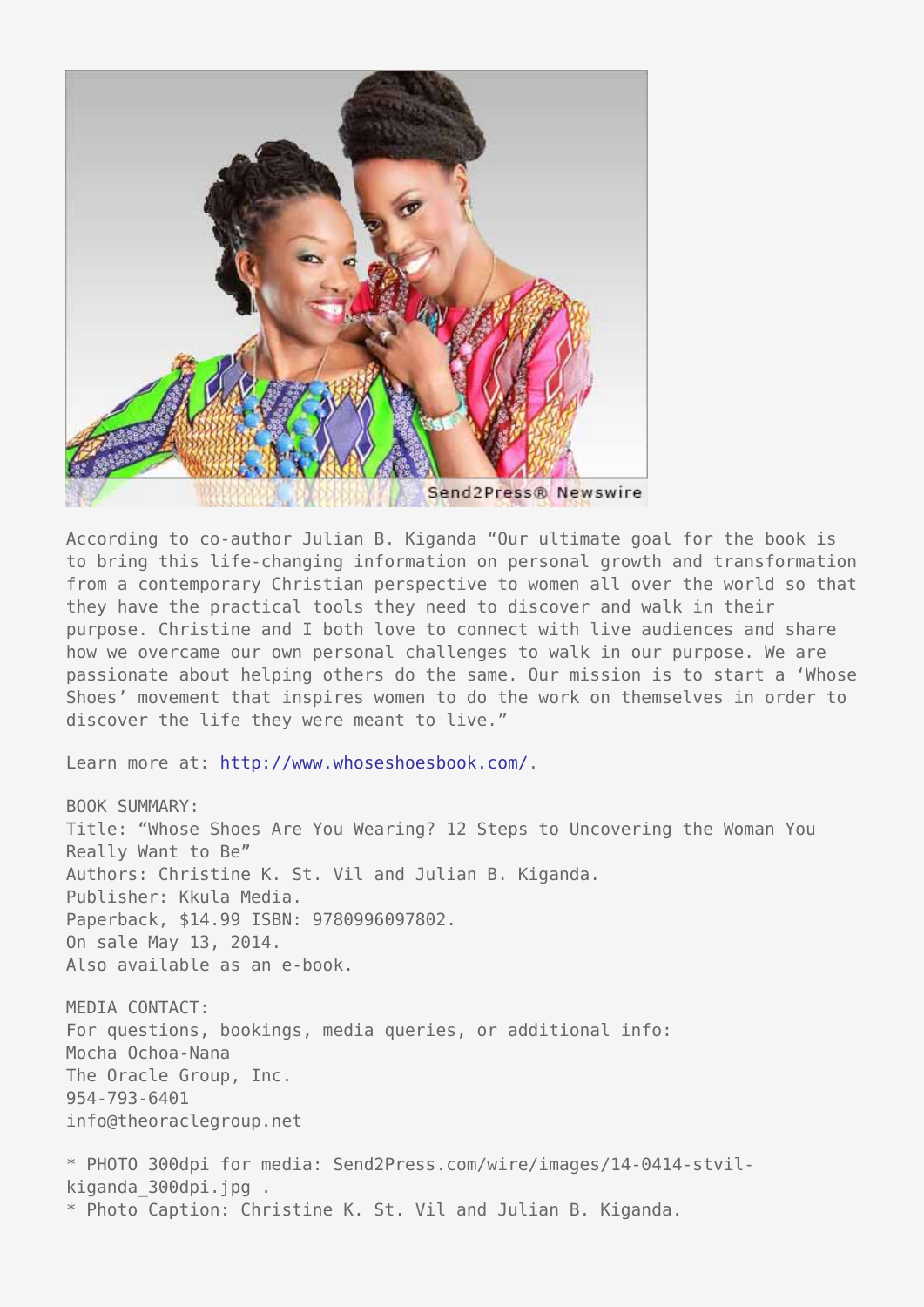According to co-author Julian B. Kiganda "Our ultimate goal for the book is to bring this life-changing information on personal growth and transformation from a contemporary Christian perspective to women all over the world so that they have the practical tools they need to discover and walk in their purpose. Christine and I both love to connect with live audiences and share how we overcame our own personal challenges to walk in our purpose. We are passionate about helping others do the same. Our mission is to start a 'Whose Shoes' movement that inspires women to do the work on themselves in order to discover the life they were meant to live."

Learn more at: http://www.whoseshoesbook.com/.

BOOK SUMMARY:
Title: "Whose Shoes Are You Wearing? 12 Steps to Uncovering the Woman You Really Want to Be"
Authors: Christine K. St. Vil and Julian B. Kiganda.
Publisher: Kkula Media.
Paperback, $14.99 ISBN: 9780996097802.
On sale May 13, 2014.
Also available as an e-book.

MEDIA CONTACT:
For questions, bookings, media queries, or additional info:
Mocha Ochoa-Nana
The Oracle Group, Inc.
954-793-6401
info@theoraclegroup.net

* PHOTO 300dpi for media: Send2Press.com/wire/images/14-0414-stvil-kiganda_300dpi.jpg .
* Photo Caption: Christine K. St. Vil and Julian B. Kiganda.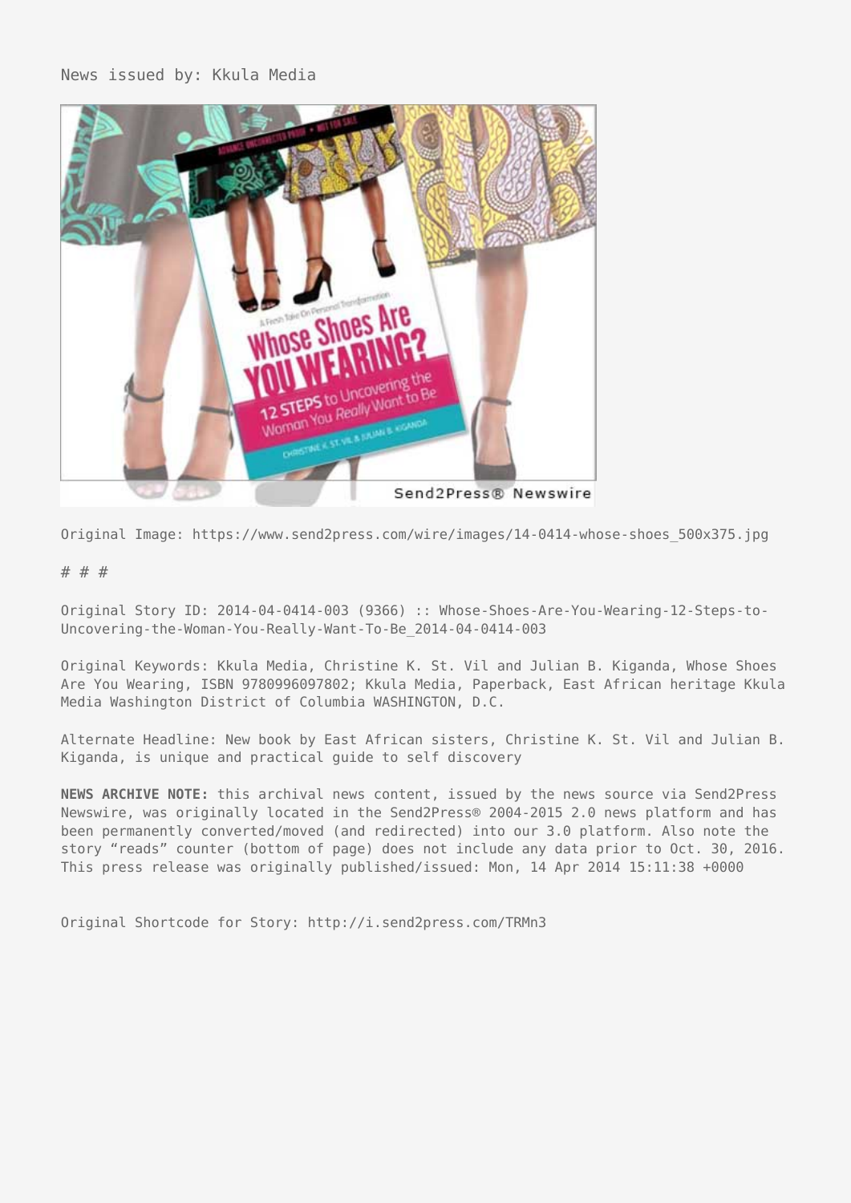News issued by: Kkula Media

Original Image: https://www.send2press.com/wire/images/14-0414-whose-shoes_500x375.jpg

# # #

Original Story ID: 2014-04-0414-003 (9366) :: Whose-Shoes-Are-You-Wearing-12-Steps-to-Uncovering-the-Woman-You-Really-Want-To-Be_2014-04-0414-003

Original Keywords: Kkula Media, Christine K. St. Vil and Julian B. Kiganda, Whose Shoes Are You Wearing, ISBN 9780996097802; Kkula Media, Paperback, East African heritage Kkula Media Washington District of Columbia WASHINGTON, D.C.

Alternate Headline: New book by East African sisters, Christine K. St. Vil and Julian B. Kiganda, is unique and practical guide to self discovery

**NEWS ARCHIVE NOTE:** this archival news content, issued by the news source via Send2Press Newswire, was originally located in the Send2Press® 2004-2015 2.0 news platform and has been permanently converted/moved (and redirected) into our 3.0 platform. Also note the story "reads" counter (bottom of page) does not include any data prior to Oct. 30, 2016. This press release was originally published/issued: Mon, 14 Apr 2014 15:11:38 +0000

Original Shortcode for Story: http://i.send2press.com/TRMn3